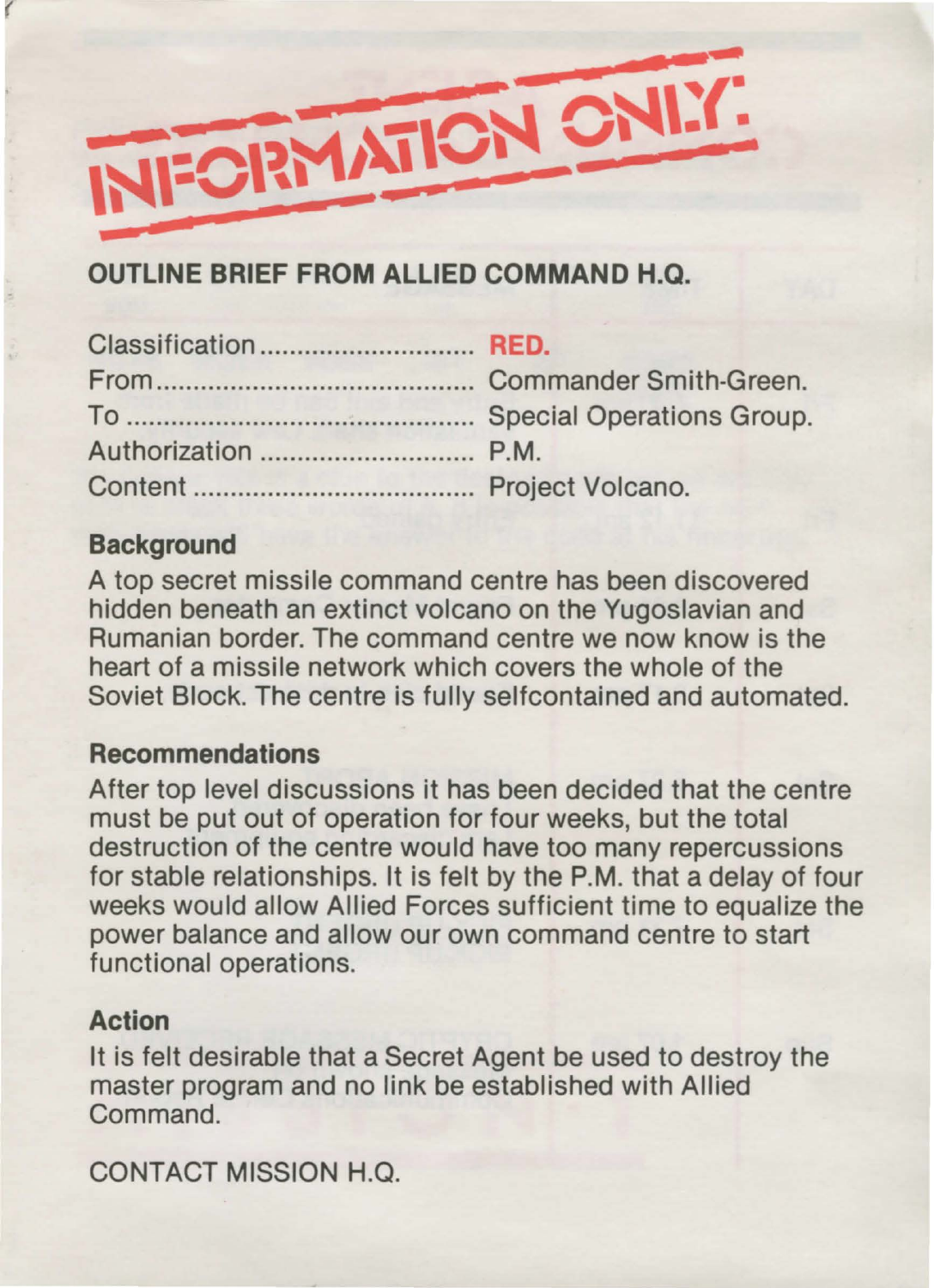# INFORMATION ONLY:

## OUTLINE BRIEF FROM ALLIED COMMAND H.Q.

Classification .............................. **RED.**
From .......................................... Commander Smith-Green.
To ............................................... Special Operations Group.
Authorization ............................. P.M.
Content ...................................... Project Volcano.

### Background

A top secret missile command centre has been discovered hidden beneath an extinct volcano on the Yugoslavian and Rumanian border. The command centre we now know is the heart of a missile network which covers the whole of the Soviet Block. The centre is fully selfcontained and automated.

### Recommendations

After top level discussions it has been decided that the centre must be put out of operation for four weeks, but the total destruction of the centre would have too many repercussions for stable relationships. It is felt by the P.M. that a delay of four weeks would allow Allied Forces sufficient time to equalize the power balance and allow our own command centre to start functional operations.

### Action

It is felt desirable that a Secret Agent be used to destroy the master program and no link be established with Allied Command.

CONTACT MISSION H.Q.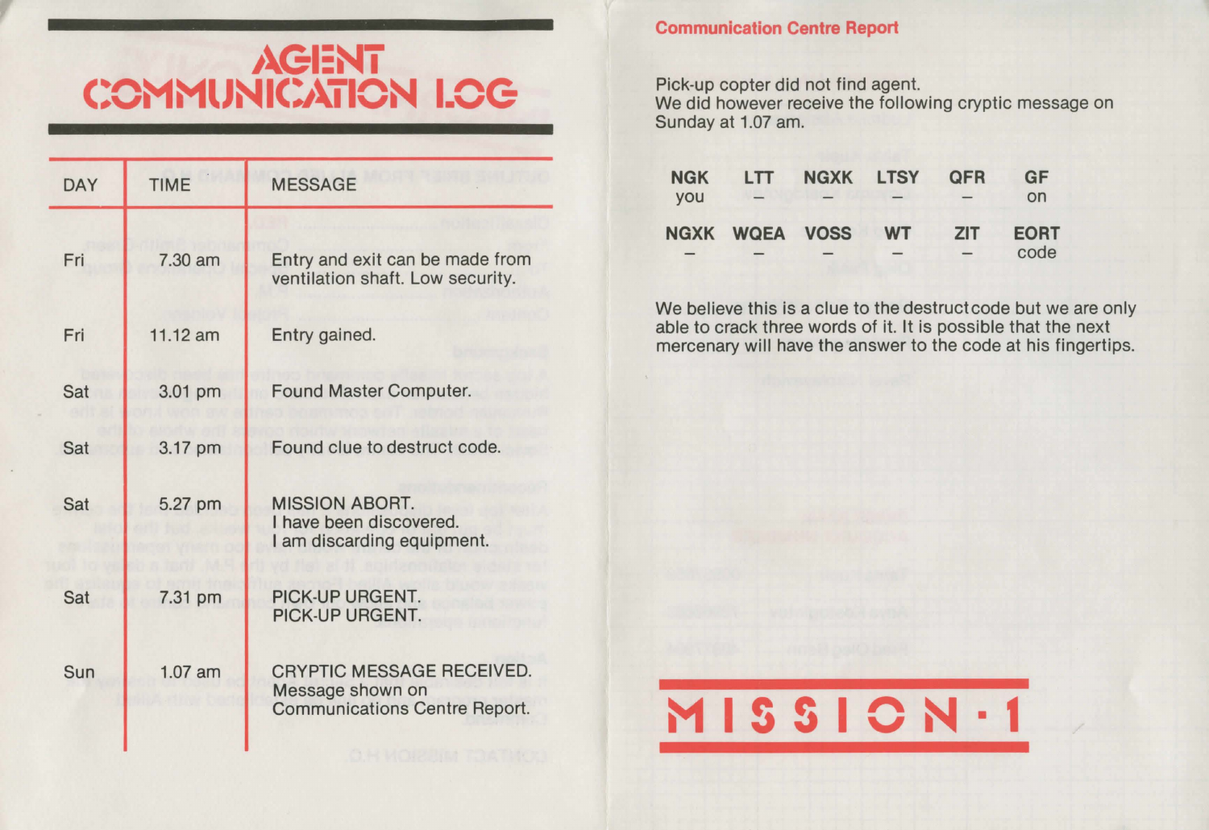# AGENT COMMUNICATION LOG

| DAY | TIME | MESSAGE |
|---|---|---|
| Fri | 7.30 am | Entry and exit can be made from ventilation shaft. Low security. |
| Fri | 11.12 am | Entry gained. |
| Sat | 3.01 pm | Found Master Computer. |
| Sat | 3.17 pm | Found clue to destruct code. |
| Sat | 5.27 pm | MISSION ABORT. I have been discovered. I am discarding equipment. |
| Sat | 7.31 pm | PICK-UP URGENT. PICK-UP URGENT. |
| Sun | 1.07 am | CRYPTIC MESSAGE RECEIVED. Message shown on Communications Centre Report. |

## Communication Centre Report

Pick-up copter did not find agent.
We did however receive the following cryptic message on Sunday at 1.07 am.

| NGK | LTT | NGXK | LTSY | QFR | GF |
|---|---|---|---|---|---|
| you | – | – | – | – | on |

| NGXK | WQEA | VOSS | WT | ZIT | EORT |
|---|---|---|---|---|---|
| – | – | – | – | – | code |

We believe this is a clue to the destruct code but we are only able to crack three words of it. It is possible that the next mercenary will have the answer to the code at his fingertips.

**MISSION·1**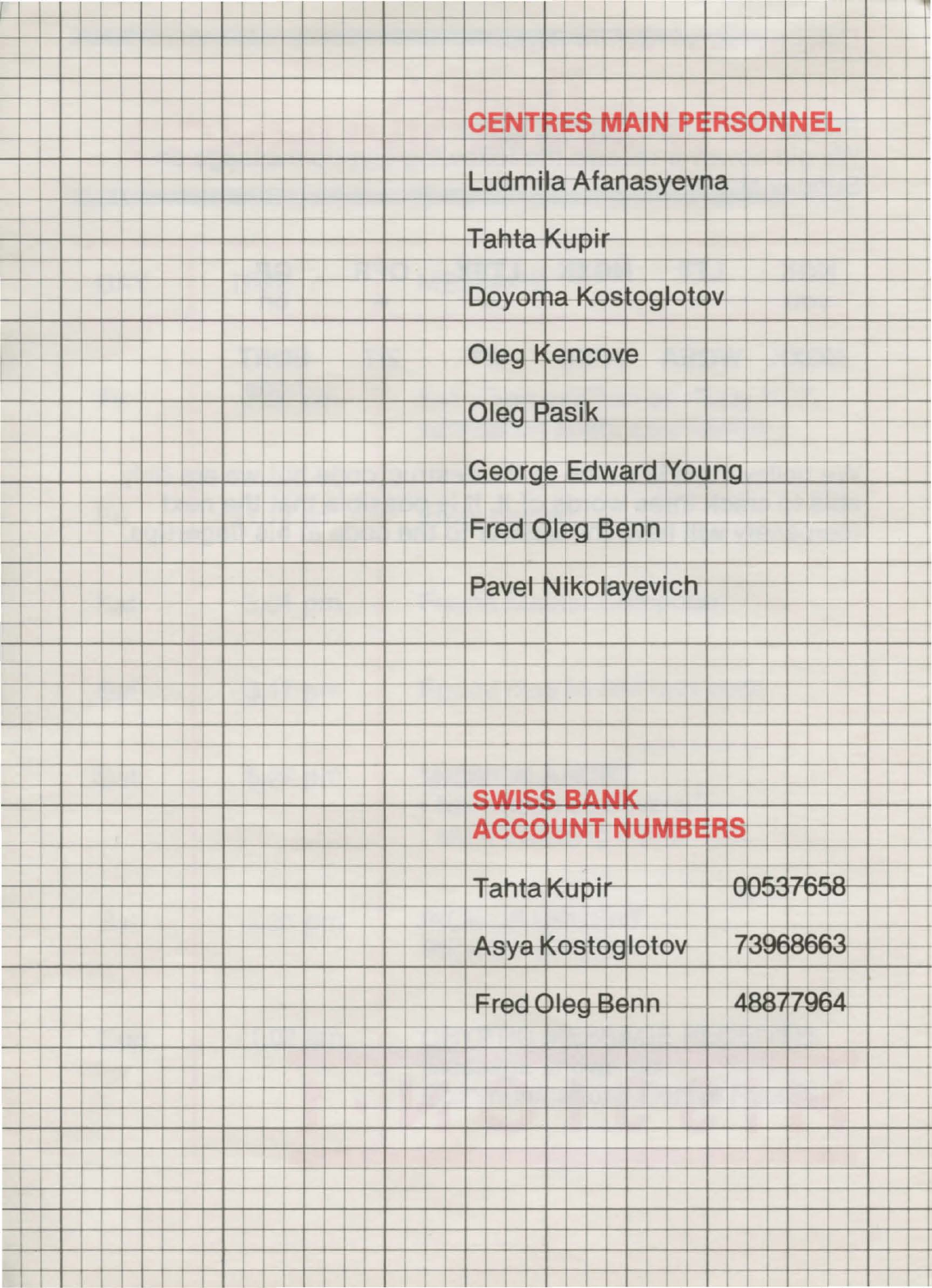## CENTRES MAIN PERSONNEL

Ludmila Afanasyevna

Tahta Kupir

Doyoma Kostoglotov

Oleg Kencove

Oleg Pasik

George Edward Young

Fred Oleg Benn

Pavel Nikolayevich

## SWISS BANK ACCOUNT NUMBERS

| | |
|---|---|
| Tahta Kupir | 00537658 |
| Asya Kostoglotov | 73968663 |
| Fred Oleg Benn | 48877964 |